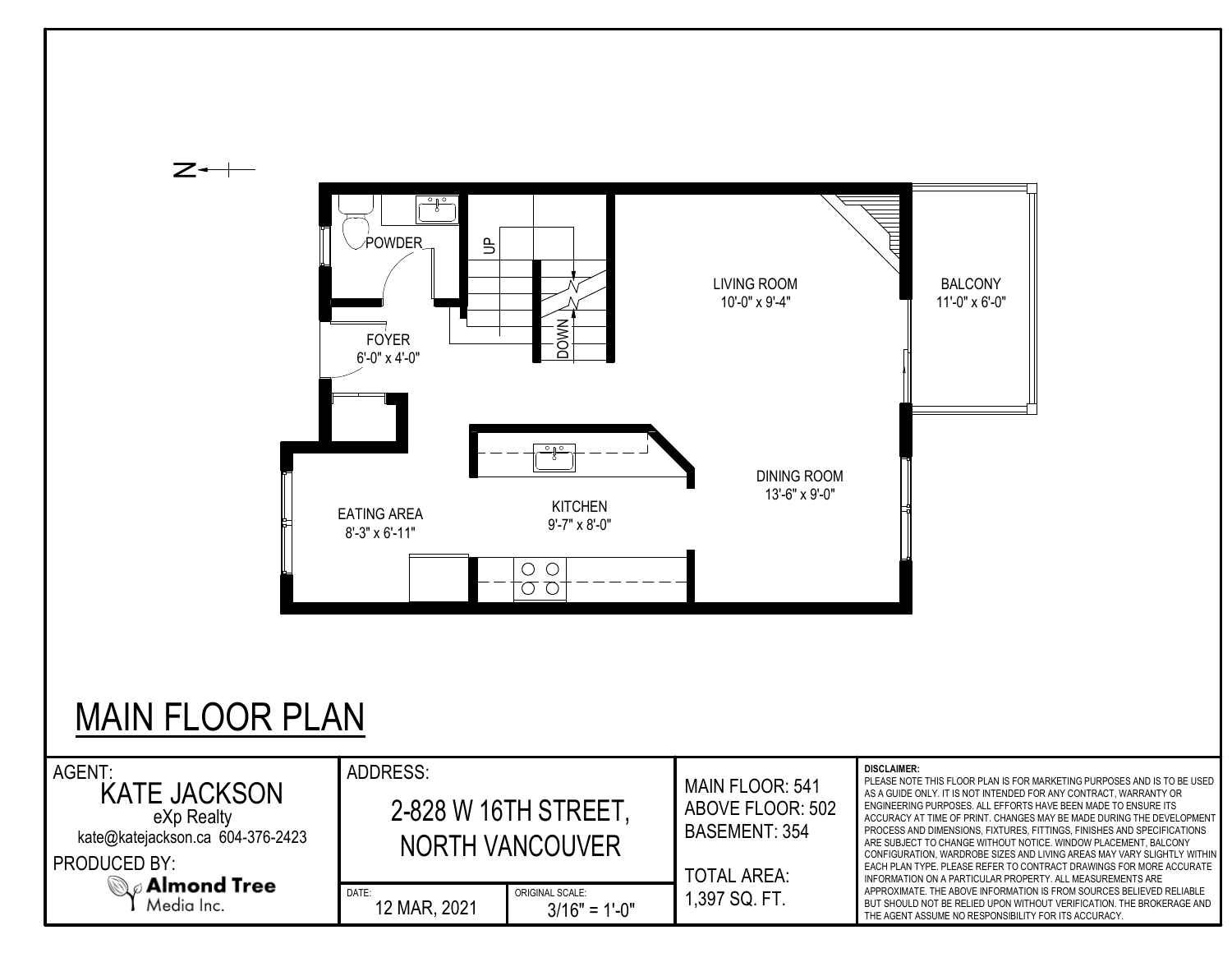# MAIN FLOOR PLAN

N

POWDER

UP

DOWN

FOYER
6'-0" x 4'-0"

LIVING ROOM
10'-0" x 9'-4"

BALCONY
11'-0" x 6'-0"

DINING ROOM
13'-6" x 9'-0"

EATING AREA
8'-3" x 6'-11"

KITCHEN
9'-7" x 8'-0"

AGENT:
KATE JACKSON
eXp Realty
kate@katejackson.ca 604-376-2423

PRODUCED BY:
Almond Tree Media Inc.

ADDRESS:
2-828 W 16TH STREET, NORTH VANCOUVER

DATE: 12 MAR, 2021

ORIGINAL SCALE: 3/16" = 1'-0"

MAIN FLOOR: 541
ABOVE FLOOR: 502
BASEMENT: 354

TOTAL AREA:
1,397 SQ. FT.

**DISCLAIMER:**
PLEASE NOTE THIS FLOOR PLAN IS FOR MARKETING PURPOSES AND IS TO BE USED AS A GUIDE ONLY. IT IS NOT INTENDED FOR ANY CONTRACT, WARRANTY OR ENGINEERING PURPOSES. ALL EFFORTS HAVE BEEN MADE TO ENSURE ITS ACCURACY AT TIME OF PRINT. CHANGES MAY BE MADE DURING THE DEVELOPMENT PROCESS AND DIMENSIONS, FIXTURES, FITTINGS, FINISHES AND SPECIFICATIONS ARE SUBJECT TO CHANGE WITHOUT NOTICE. WINDOW PLACEMENT, BALCONY CONFIGURATION, WARDROBE SIZES AND LIVING AREAS MAY VARY SLIGHTLY WITHIN EACH PLAN TYPE. PLEASE REFER TO CONTRACT DRAWINGS FOR MORE ACCURATE INFORMATION ON A PARTICULAR PROPERTY. ALL MEASUREMENTS ARE APPROXIMATE. THE ABOVE INFORMATION IS FROM SOURCES BELIEVED RELIABLE BUT SHOULD NOT BE RELIED UPON WITHOUT VERIFICATION. THE BROKERAGE AND THE AGENT ASSUME NO RESPONSIBILITY FOR ITS ACCURACY.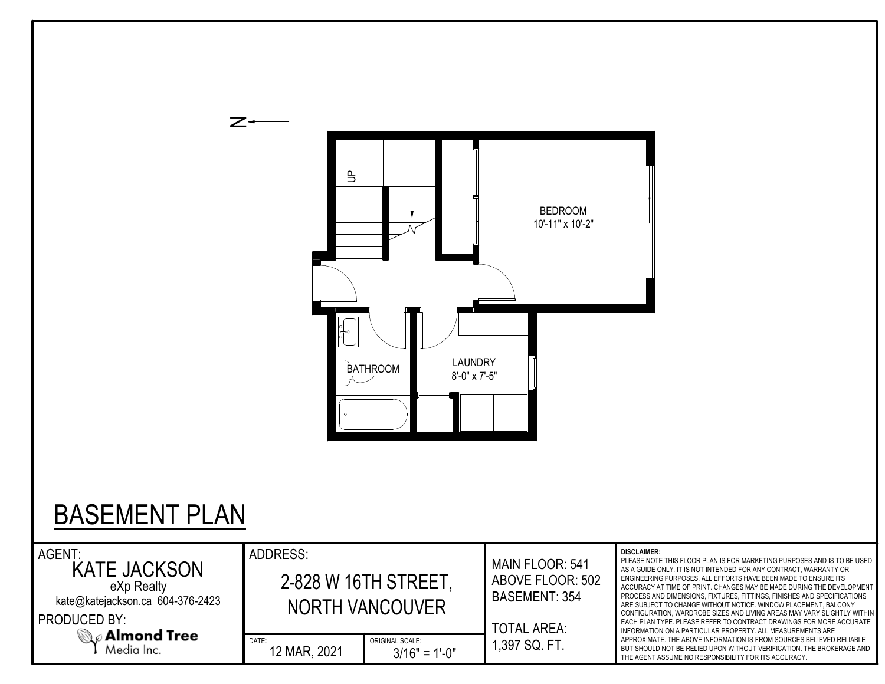N

UP

BEDROOM
10'-11" x 10'-2"

BATHROOM

LAUNDRY
8'-0" x 7'-5"

# BASEMENT PLAN

| AGENT: KATE JACKSON eXp Realty kate@katejackson.ca 604-376-2423 PRODUCED BY: Almond Tree Media Inc. | ADDRESS: 2-828 W 16TH STREET, NORTH VANCOUVER | | MAIN FLOOR: 541 ABOVE FLOOR: 502 BASEMENT: 354 TOTAL AREA: 1,397 SQ. FT. | DISCLAIMER: PLEASE NOTE THIS FLOOR PLAN IS FOR MARKETING PURPOSES AND IS TO BE USED AS A GUIDE ONLY. IT IS NOT INTENDED FOR ANY CONTRACT, WARRANTY OR ENGINEERING PURPOSES. ALL EFFORTS HAVE BEEN MADE TO ENSURE ITS ACCURACY AT TIME OF PRINT. CHANGES MAY BE MADE DURING THE DEVELOPMENT PROCESS AND DIMENSIONS, FIXTURES, FITTINGS, FINISHES AND SPECIFICATIONS ARE SUBJECT TO CHANGE WITHOUT NOTICE. WINDOW PLACEMENT, BALCONY CONFIGURATION, WARDROBE SIZES AND LIVING AREAS MAY VARY SLIGHTLY WITHIN EACH PLAN TYPE. PLEASE REFER TO CONTRACT DRAWINGS FOR MORE ACCURATE INFORMATION ON A PARTICULAR PROPERTY. ALL MEASUREMENTS ARE APPROXIMATE. THE ABOVE INFORMATION IS FROM SOURCES BELIEVED RELIABLE BUT SHOULD NOT BE RELIED UPON WITHOUT VERIFICATION. THE BROKERAGE AND THE AGENT ASSUME NO RESPONSIBILITY FOR ITS ACCURACY. |
|---|---|---|---|---|
| | DATE: 12 MAR, 2021 | ORIGINAL SCALE: 3/16" = 1'-0" | | |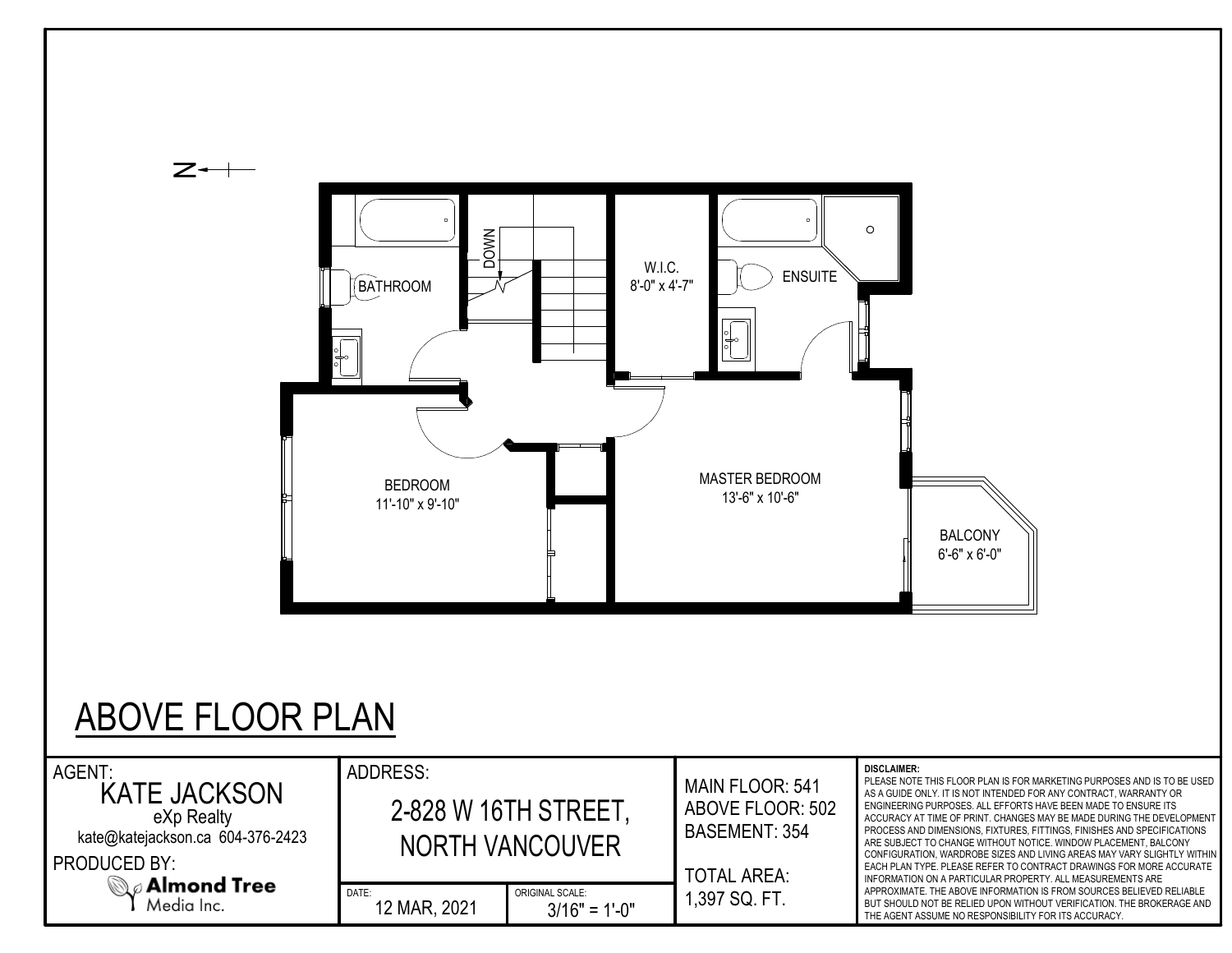N

BATHROOM

DOWN

W.I.C.
8'-0" x 4'-7"

ENSUITE

BEDROOM
11'-10" x 9'-10"

MASTER BEDROOM
13'-6" x 10'-6"

BALCONY
6'-6" x 6'-0"

# ABOVE FLOOR PLAN

AGENT:
KATE JACKSON
eXp Realty
kate@katejackson.ca 604-376-2423

PRODUCED BY:
Almond Tree Media Inc.

ADDRESS:
2-828 W 16TH STREET, NORTH VANCOUVER

DATE:
12 MAR, 2021

ORIGINAL SCALE:
3/16" = 1'-0"

MAIN FLOOR: 541
ABOVE FLOOR: 502
BASEMENT: 354

TOTAL AREA:
1,397 SQ. FT.

**DISCLAIMER:**
PLEASE NOTE THIS FLOOR PLAN IS FOR MARKETING PURPOSES AND IS TO BE USED AS A GUIDE ONLY. IT IS NOT INTENDED FOR ANY CONTRACT, WARRANTY OR ENGINEERING PURPOSES. ALL EFFORTS HAVE BEEN MADE TO ENSURE ITS ACCURACY AT TIME OF PRINT. CHANGES MAY BE MADE DURING THE DEVELOPMENT PROCESS AND DIMENSIONS, FIXTURES, FITTINGS, FINISHES AND SPECIFICATIONS ARE SUBJECT TO CHANGE WITHOUT NOTICE. WINDOW PLACEMENT, BALCONY CONFIGURATION, WARDROBE SIZES AND LIVING AREAS MAY VARY SLIGHTLY WITHIN EACH PLAN TYPE. PLEASE REFER TO CONTRACT DRAWINGS FOR MORE ACCURATE INFORMATION ON A PARTICULAR PROPERTY. ALL MEASUREMENTS ARE APPROXIMATE. THE ABOVE INFORMATION IS FROM SOURCES BELIEVED RELIABLE BUT SHOULD NOT BE RELIED UPON WITHOUT VERIFICATION. THE BROKERAGE AND THE AGENT ASSUME NO RESPONSIBILITY FOR ITS ACCURACY.